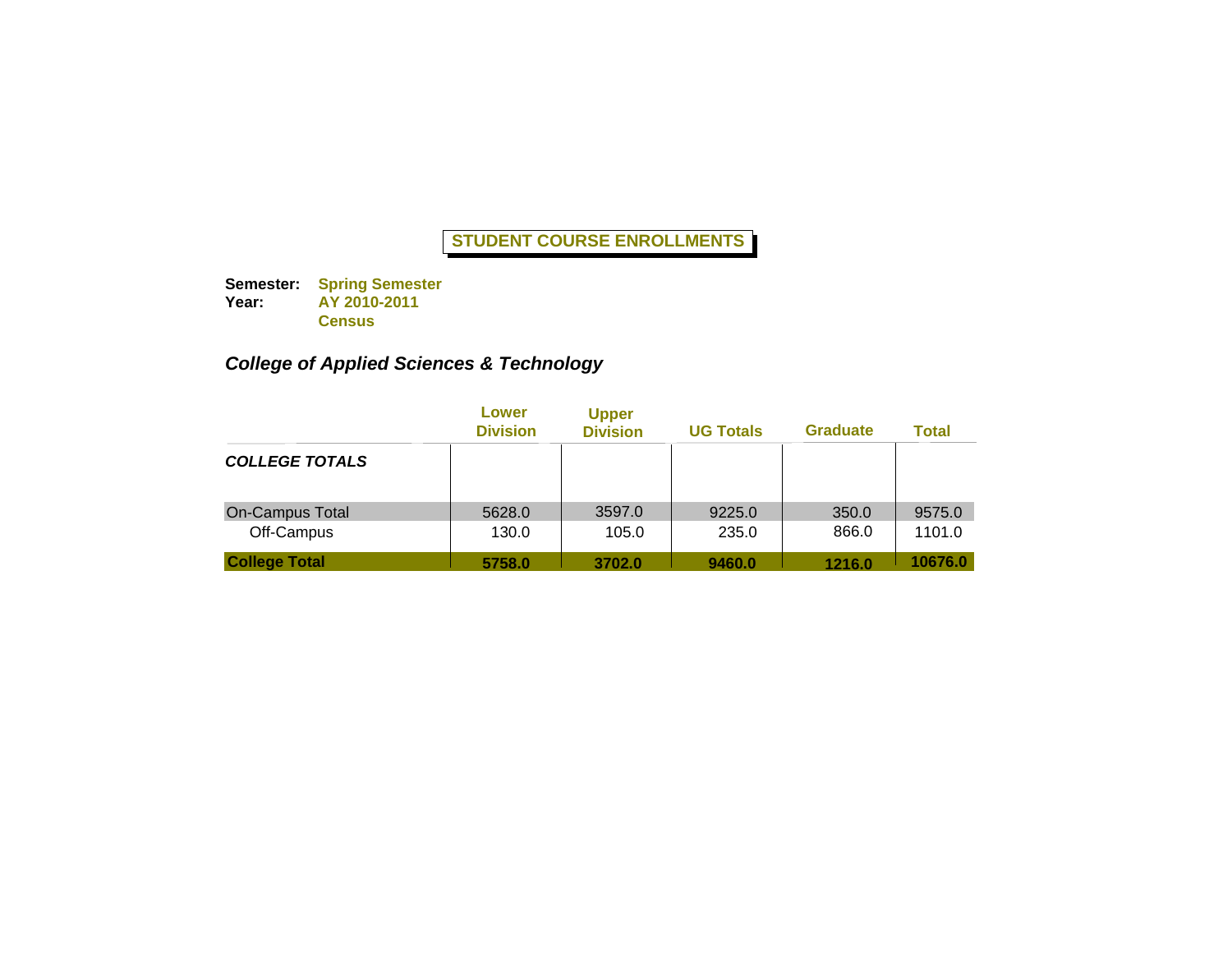# STUDENT COURSE ENROLLMENTS

**Semester:** **Spring Semester**
**Year:** **AY 2010-2011**
**Census**

## *College of Applied Sciences & Technology*

| | Lower Division | Upper Division | UG Totals | Graduate | Total |
|---|---|---|---|---|---|
| ***COLLEGE TOTALS*** | | | | | |
| On-Campus Total | 5628.0 | 3597.0 | 9225.0 | 350.0 | 9575.0 |
| Off-Campus | 130.0 | 105.0 | 235.0 | 866.0 | 1101.0 |
| **College Total** | **5758.0** | **3702.0** | **9460.0** | **1216.0** | **10676.0** |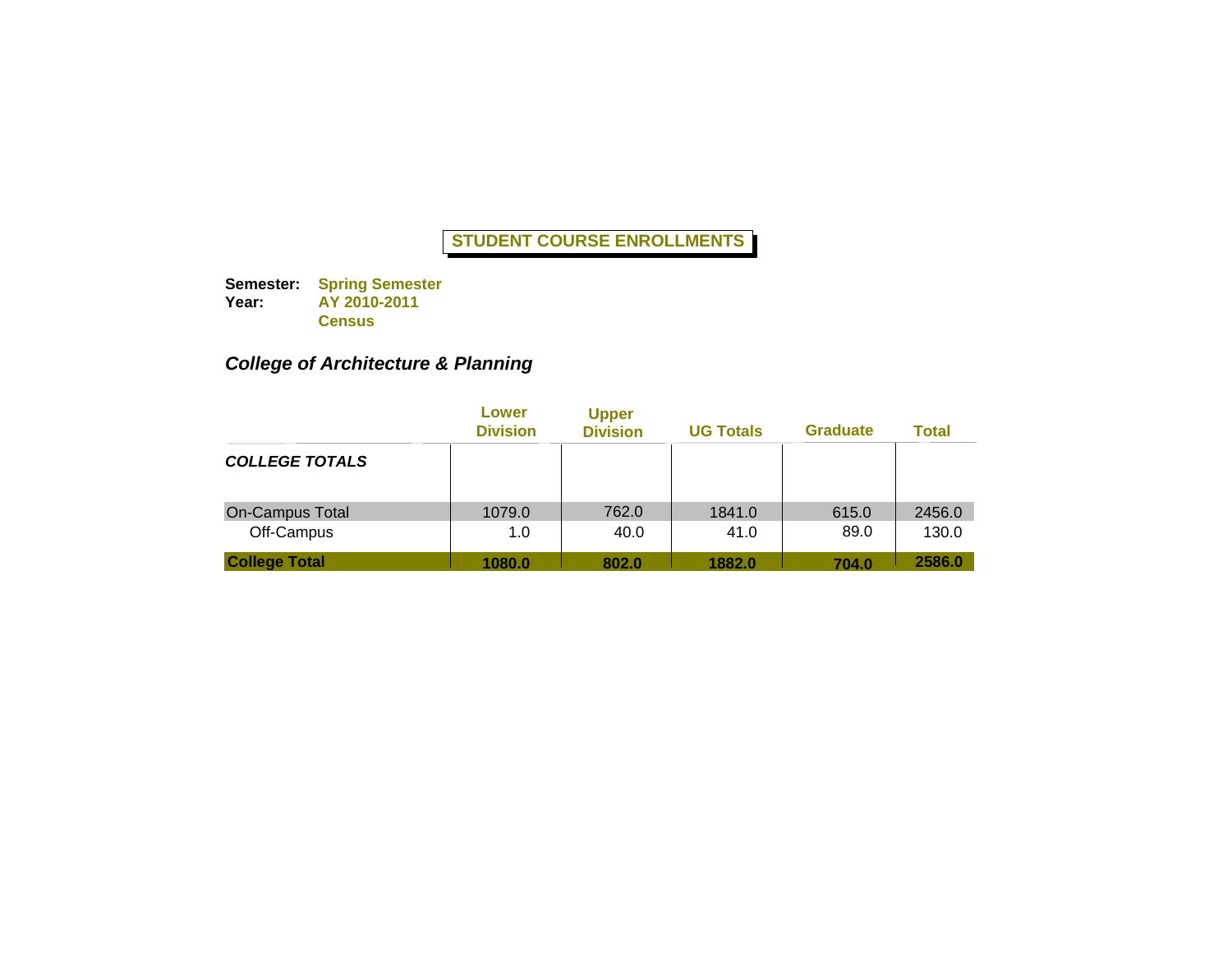**STUDENT COURSE ENROLLMENTS**

**Semester:** **Spring Semester**
**Year:** **AY 2010-2011**
**Census**

***College of Architecture & Planning***

| | Lower Division | Upper Division | UG Totals | Graduate | Total |
|---|---|---|---|---|---|
| ***COLLEGE TOTALS*** | | | | | |
| On-Campus Total | 1079.0 | 762.0 | 1841.0 | 615.0 | 2456.0 |
| Off-Campus | 1.0 | 40.0 | 41.0 | 89.0 | 130.0 |
| **College Total** | **1080.0** | **802.0** | **1882.0** | **704.0** | **2586.0** |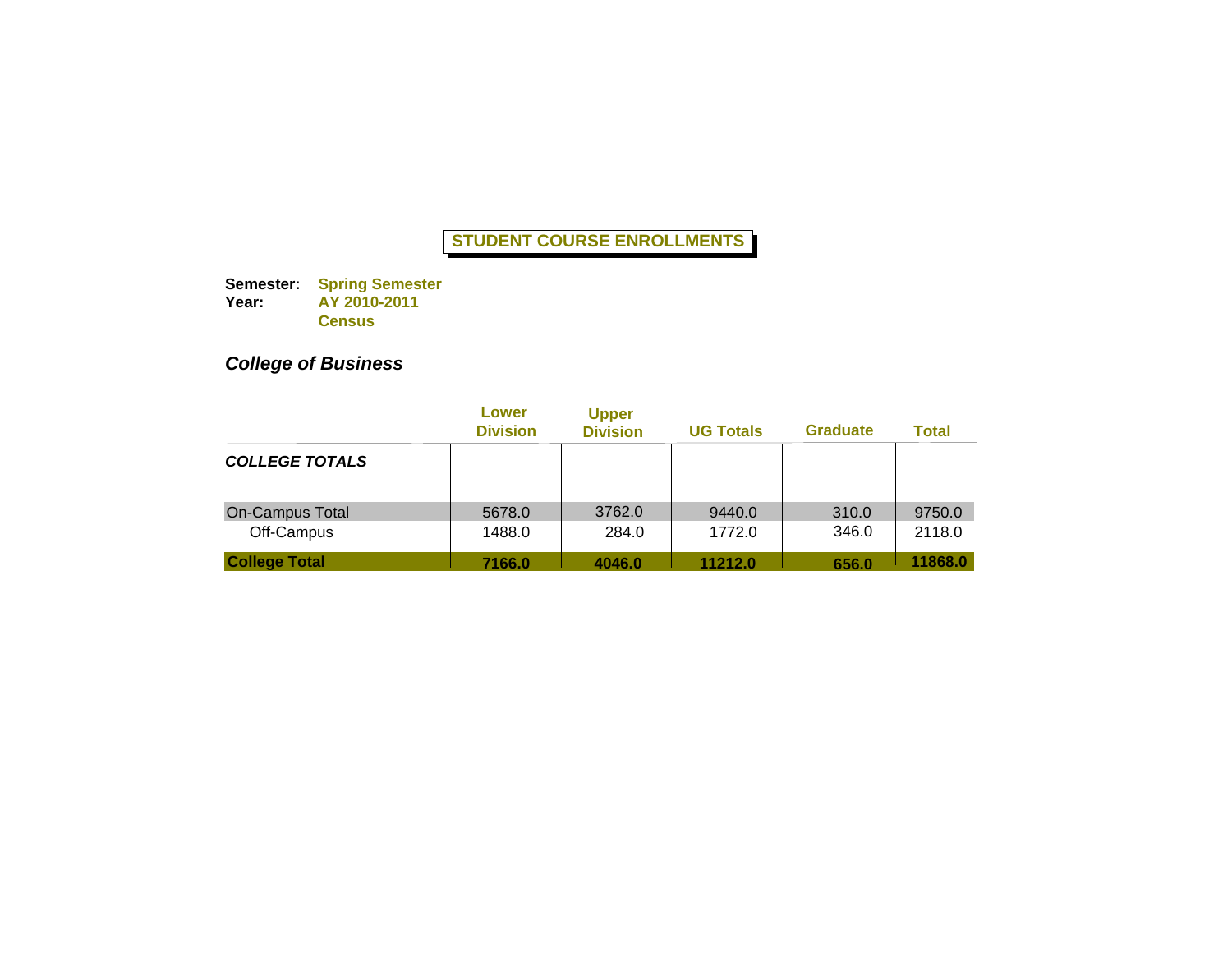**STUDENT COURSE ENROLLMENTS**

**Semester:** **Spring Semester**
**Year:** **AY 2010-2011**
**Census**

## *College of Business*

| | Lower Division | Upper Division | UG Totals | Graduate | Total |
|---|---|---|---|---|---|
| ***COLLEGE TOTALS*** | | | | | |
| On-Campus Total | 5678.0 | 3762.0 | 9440.0 | 310.0 | 9750.0 |
| Off-Campus | 1488.0 | 284.0 | 1772.0 | 346.0 | 2118.0 |
| **College Total** | **7166.0** | **4046.0** | **11212.0** | **656.0** | **11868.0** |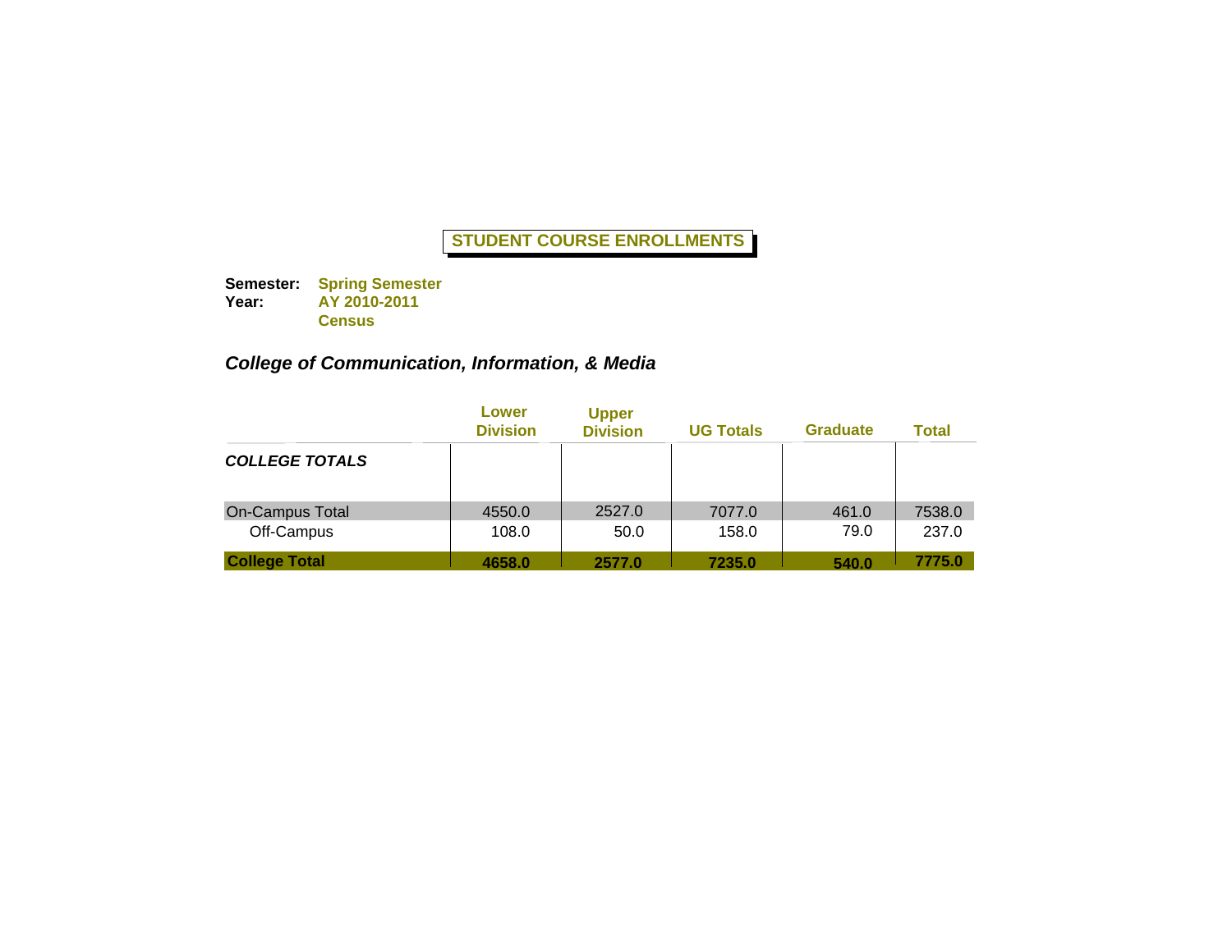# STUDENT COURSE ENROLLMENTS

**Semester:** **Spring Semester**
**Year:** **AY 2010-2011**
**Census**

## *College of Communication, Information, & Media*

| | Lower Division | Upper Division | UG Totals | Graduate | Total |
|---|---|---|---|---|---|
| ***COLLEGE TOTALS*** | | | | | |
| On-Campus Total | 4550.0 | 2527.0 | 7077.0 | 461.0 | 7538.0 |
| Off-Campus | 108.0 | 50.0 | 158.0 | 79.0 | 237.0 |
| **College Total** | **4658.0** | **2577.0** | **7235.0** | **540.0** | **7775.0** |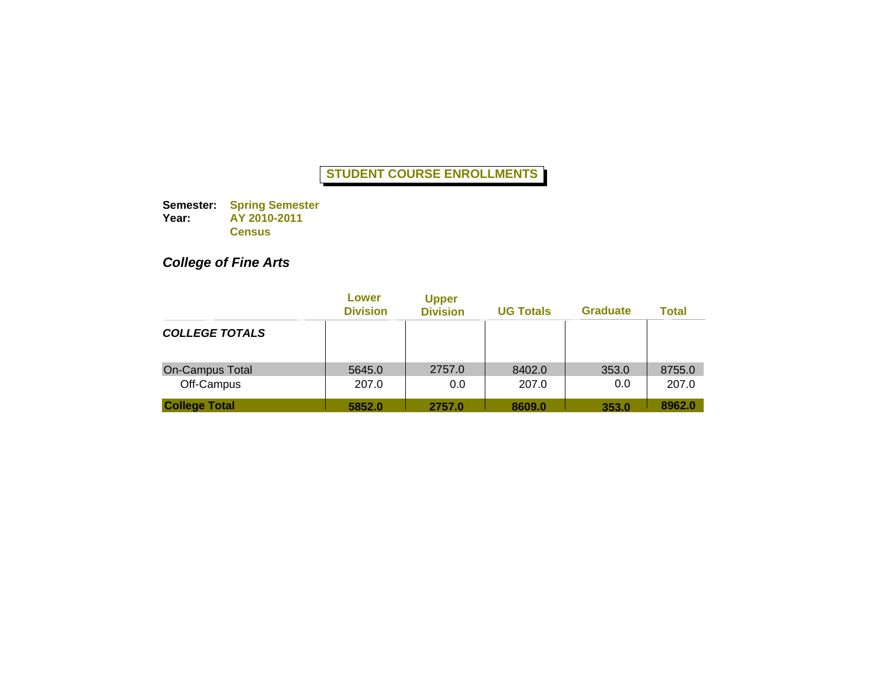# STUDENT COURSE ENROLLMENTS

**Semester:** **Spring Semester**
**Year:** **AY 2010-2011**
**Census**

## *College of Fine Arts*

| | Lower Division | Upper Division | UG Totals | Graduate | Total |
|---|---|---|---|---|---|
| ***COLLEGE TOTALS*** | | | | | |
| On-Campus Total | 5645.0 | 2757.0 | 8402.0 | 353.0 | 8755.0 |
| Off-Campus | 207.0 | 0.0 | 207.0 | 0.0 | 207.0 |
| **College Total** | **5852.0** | **2757.0** | **8609.0** | **353.0** | **8962.0** |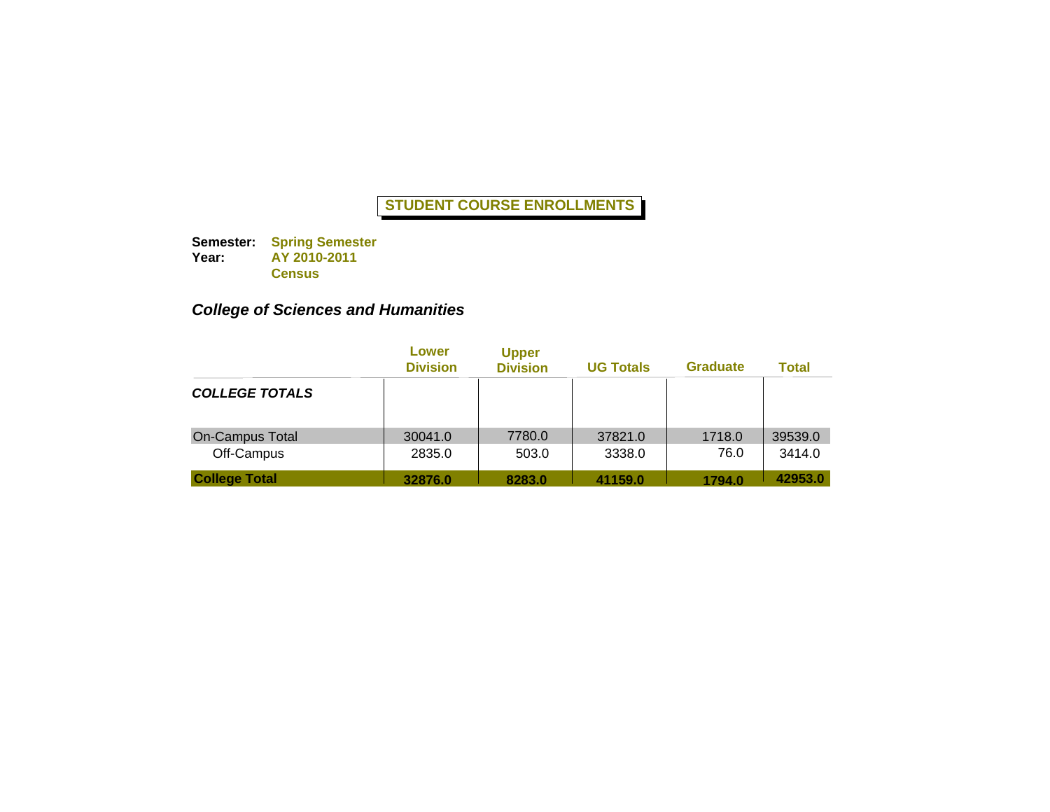# STUDENT COURSE ENROLLMENTS

**Semester:** **Spring Semester**
**Year:** **AY 2010-2011**
**Census**

## *College of Sciences and Humanities*

| | Lower Division | Upper Division | UG Totals | Graduate | Total |
|---|---|---|---|---|---|
| ***COLLEGE TOTALS*** | | | | | |
| On-Campus Total | 30041.0 | 7780.0 | 37821.0 | 1718.0 | 39539.0 |
| Off-Campus | 2835.0 | 503.0 | 3338.0 | 76.0 | 3414.0 |
| **College Total** | **32876.0** | **8283.0** | **41159.0** | **1794.0** | **42953.0** |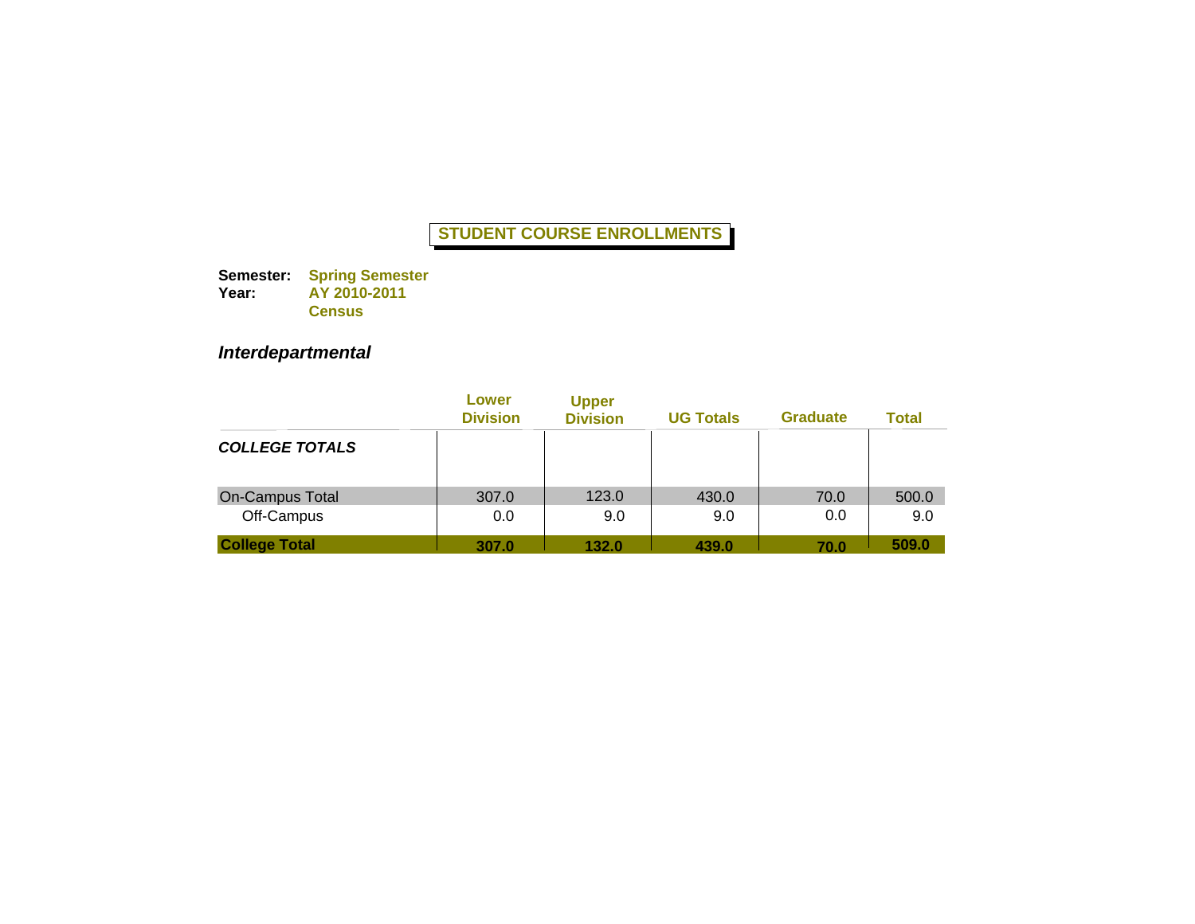**STUDENT COURSE ENROLLMENTS**

**Semester:** **Spring Semester**
**Year:** **AY 2010-2011**
**Census**

## *Interdepartmental*

| | Lower Division | Upper Division | UG Totals | Graduate | Total |
|---|---|---|---|---|---|
| ***COLLEGE TOTALS*** | | | | | |
| On-Campus Total | 307.0 | 123.0 | 430.0 | 70.0 | 500.0 |
| Off-Campus | 0.0 | 9.0 | 9.0 | 0.0 | 9.0 |
| **College Total** | **307.0** | **132.0** | **439.0** | **70.0** | **509.0** |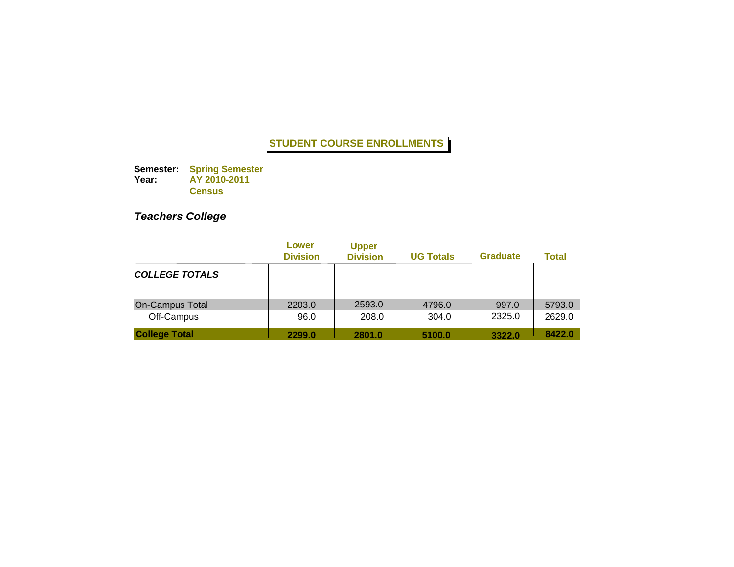# STUDENT COURSE ENROLLMENTS

**Semester:** **Spring Semester**
**Year:** **AY 2010-2011**
**Census**

## *Teachers College*

| | Lower Division | Upper Division | UG Totals | Graduate | Total |
|---|---|---|---|---|---|
| ***COLLEGE TOTALS*** | | | | | |
| On-Campus Total | 2203.0 | 2593.0 | 4796.0 | 997.0 | 5793.0 |
| Off-Campus | 96.0 | 208.0 | 304.0 | 2325.0 | 2629.0 |
| **College Total** | **2299.0** | **2801.0** | **5100.0** | **3322.0** | **8422.0** |